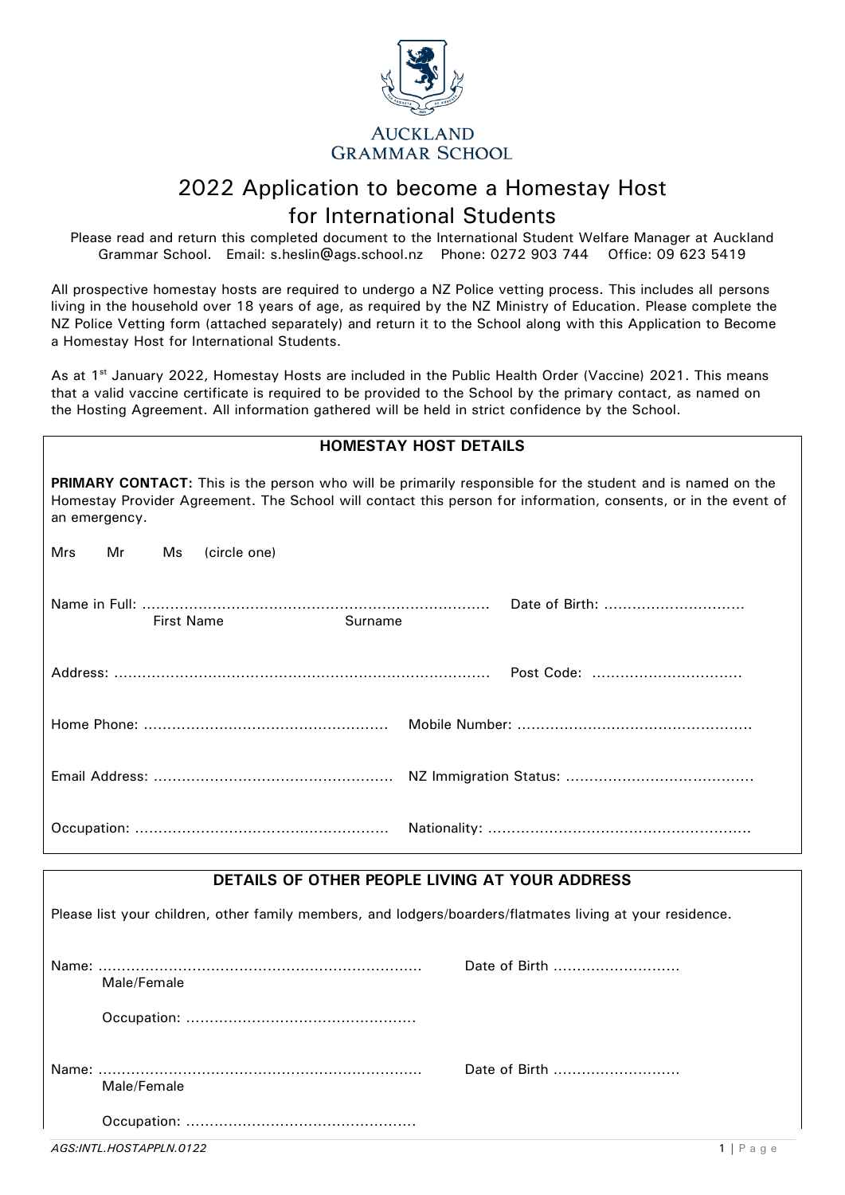AUCKLAND GRAMMAR SCHOOL

# 2022 Application to become a Homestay Host for International Students

Please read and return this completed document to the International Student Welfare Manager at Auckland Grammar School. Email: s.heslin@ags.school.nz Phone: 0272 903 744 Office: 09 623 5419

All prospective homestay hosts are required to undergo a NZ Police vetting process. This includes all persons living in the household over 18 years of age, as required by the NZ Ministry of Education. Please complete the NZ Police Vetting form (attached separately) and return it to the School along with this Application to Become a Homestay Host for International Students.

As at 1st January 2022, Homestay Hosts are included in the Public Health Order (Vaccine) 2021. This means that a valid vaccine certificate is required to be provided to the School by the primary contact, as named on the Hosting Agreement. All information gathered will be held in strict confidence by the School.

## HOMESTAY HOST DETAILS

**PRIMARY CONTACT:** This is the person who will be primarily responsible for the student and is named on the Homestay Provider Agreement. The School will contact this person for information, consents, or in the event of an emergency.

Mrs Mr Ms (circle one)

Name in Full: ......................................................................... Date of Birth: .............................
First Name Surname

Address: ............................................................................... Post Code: ................................

Home Phone: ................................................... Mobile Number: .................................................

Email Address: .................................................. NZ Immigration Status: .......................................

Occupation: ..................................................... Nationality: .......................................................

## DETAILS OF OTHER PEOPLE LIVING AT YOUR ADDRESS

Please list your children, other family members, and lodgers/boarders/flatmates living at your residence.

Name: .................................................................... Date of Birth ...........................
Male/Female

Occupation: ................................................

Name: .................................................................... Date of Birth ...........................
Male/Female

Occupation: ................................................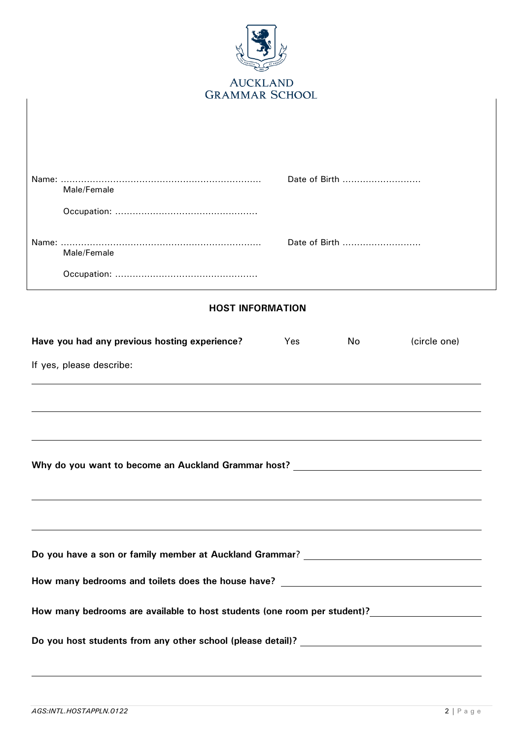AUCKLAND GRAMMAR SCHOOL

Name: .................................................................... Date of Birth ..........................

Male/Female

Occupation: ................................................

Name: .................................................................... Date of Birth ..........................

Male/Female

Occupation: ................................................

## HOST INFORMATION

**Have you had any previous hosting experience?** Yes No (circle one)

If yes, please describe:

______________________________________________________________________

______________________________________________________________________

______________________________________________________________________

**Why do you want to become an Auckland Grammar host?** ____________________

______________________________________________________________________

______________________________________________________________________

**Do you have a son or family member at Auckland Grammar**? ____________________

**How many bedrooms and toilets does the house have?** ____________________

**How many bedrooms are available to host students (one room per student)?** ____________________

**Do you host students from any other school (please detail)?** ____________________

______________________________________________________________________

AGS:INTL.HOSTAPPLN.0122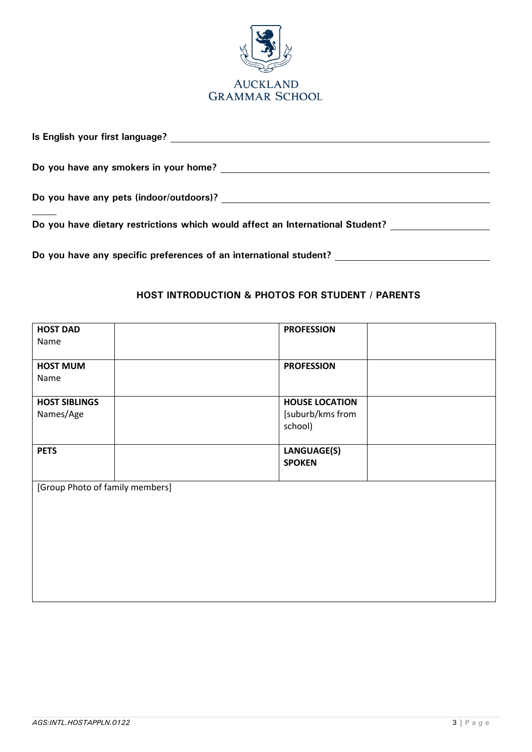AUCKLAND GRAMMAR SCHOOL

**Is English your first language?** ___________________________________

**Do you have any smokers in your home?** ___________________________________

**Do you have any pets (indoor/outdoors)?** ___________________________________

**Do you have dietary restrictions which would affect an International Student?** ___________________

**Do you have any specific preferences of an international student?** ___________________

## HOST INTRODUCTION & PHOTOS FOR STUDENT / PARENTS

| **HOST DAD** Name | | **PROFESSION** | |
|---|---|---|---|
| **HOST MUM** Name | | **PROFESSION** | |
| **HOST SIBLINGS** Names/Age | | **HOUSE LOCATION** [suburb/kms from school) | |
| **PETS** | | **LANGUAGE(S) SPOKEN** | |
| [Group Photo of family members] | | | |

*AGS:INTL.HOSTAPPLN.0122*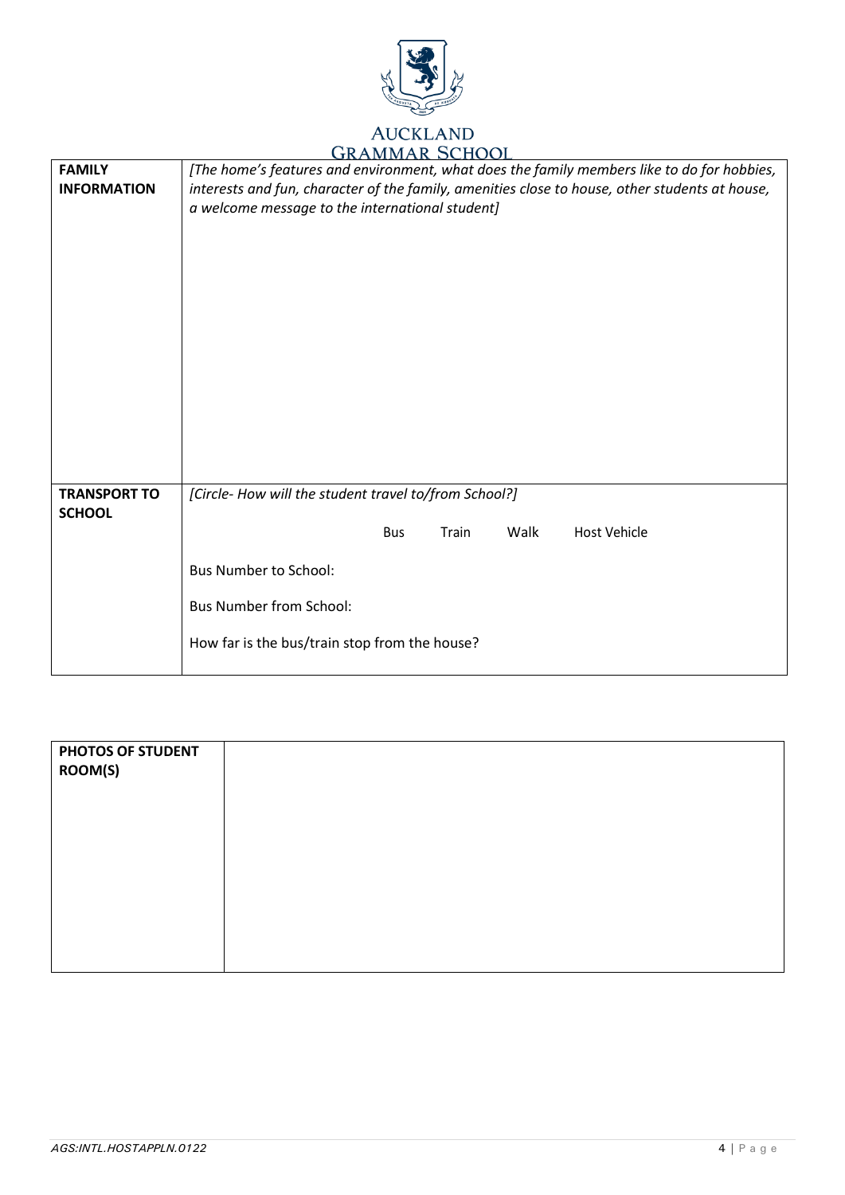| **FAMILY INFORMATION** | *[The home's features and environment, what does the family members like to do for hobbies, interests and fun, character of the family, amenities close to house, other students at house, a welcome message to the international student]* |
|---|---|
| **TRANSPORT TO SCHOOL** | *[Circle- How will the student travel to/from School?]*<br><br>Bus Train Walk Host Vehicle<br><br>Bus Number to School:<br><br>Bus Number from School:<br><br>How far is the bus/train stop from the house? |

| **PHOTOS OF STUDENT ROOM(S)** | |
|---|---|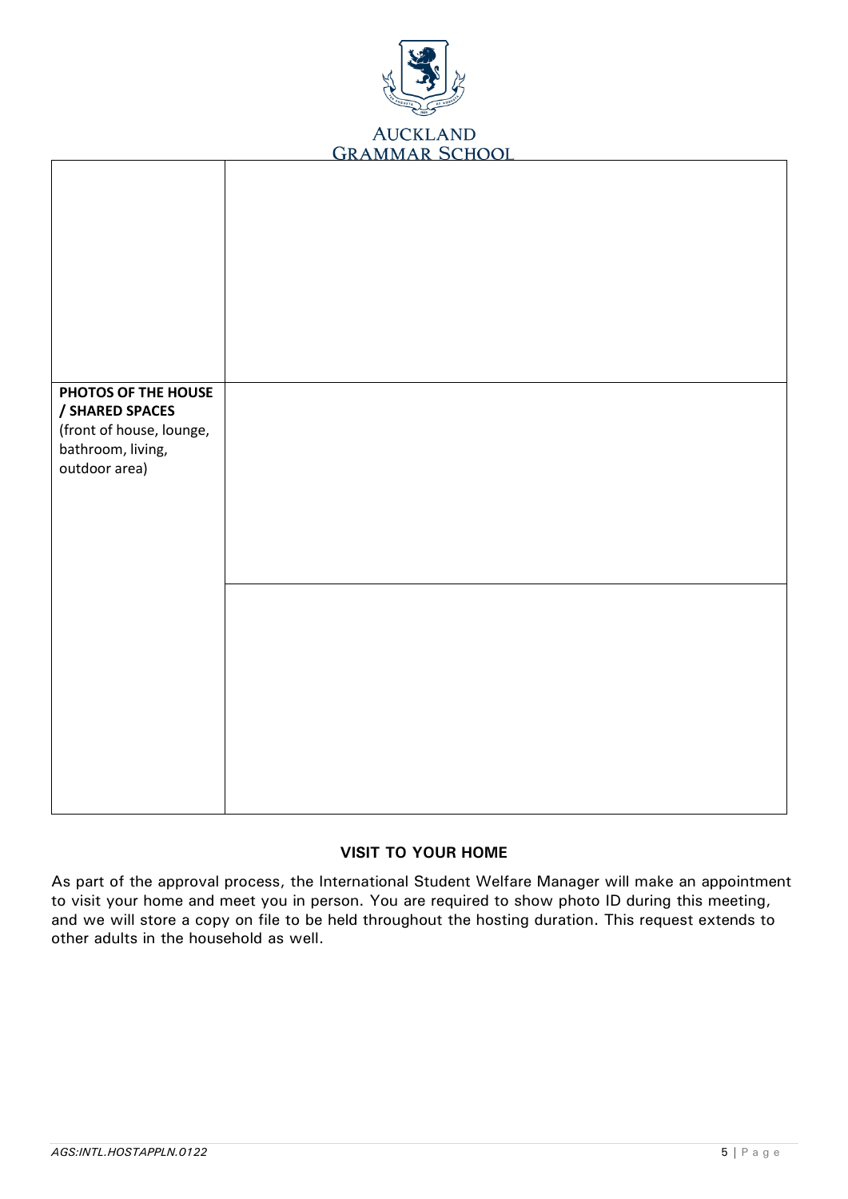| | |
|---|---|
| | |
| **PHOTOS OF THE HOUSE / SHARED SPACES** (front of house, lounge, bathroom, living, outdoor area) | |
| | |

**VISIT TO YOUR HOME**

As part of the approval process, the International Student Welfare Manager will make an appointment to visit your home and meet you in person. You are required to show photo ID during this meeting, and we will store a copy on file to be held throughout the hosting duration. This request extends to other adults in the household as well.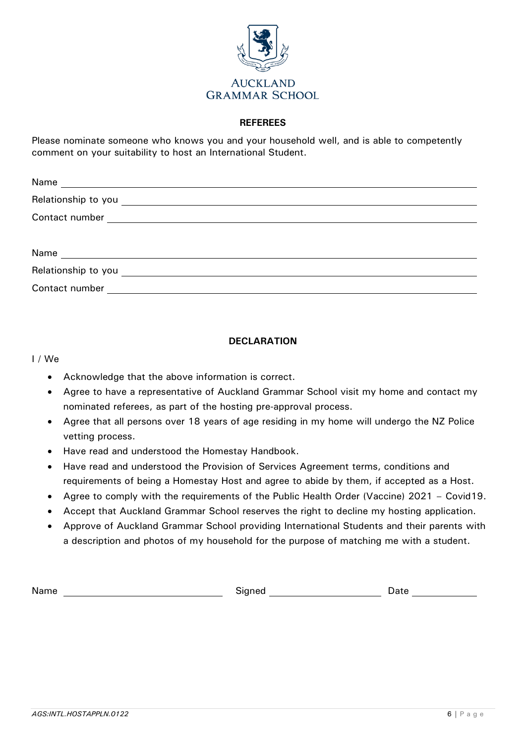AUCKLAND GRAMMAR SCHOOL

## REFEREES

Please nominate someone who knows you and your household well, and is able to competently comment on your suitability to host an International Student.

Name \_\_\_\_\_\_\_\_\_\_\_\_\_\_\_\_\_\_\_\_\_\_\_\_\_\_\_\_\_\_\_\_\_\_\_\_\_\_\_\_

Relationship to you \_\_\_\_\_\_\_\_\_\_\_\_\_\_\_\_\_\_\_\_\_\_\_\_\_\_\_\_\_\_\_\_\_\_\_\_\_\_\_\_

Contact number \_\_\_\_\_\_\_\_\_\_\_\_\_\_\_\_\_\_\_\_\_\_\_\_\_\_\_\_\_\_\_\_\_\_\_\_\_\_\_\_

Name \_\_\_\_\_\_\_\_\_\_\_\_\_\_\_\_\_\_\_\_\_\_\_\_\_\_\_\_\_\_\_\_\_\_\_\_\_\_\_\_

Relationship to you \_\_\_\_\_\_\_\_\_\_\_\_\_\_\_\_\_\_\_\_\_\_\_\_\_\_\_\_\_\_\_\_\_\_\_\_\_\_\_\_

Contact number \_\_\_\_\_\_\_\_\_\_\_\_\_\_\_\_\_\_\_\_\_\_\_\_\_\_\_\_\_\_\_\_\_\_\_\_\_\_\_\_

## DECLARATION

I / We

- Acknowledge that the above information is correct.
- Agree to have a representative of Auckland Grammar School visit my home and contact my nominated referees, as part of the hosting pre-approval process.
- Agree that all persons over 18 years of age residing in my home will undergo the NZ Police vetting process.
- Have read and understood the Homestay Handbook.
- Have read and understood the Provision of Services Agreement terms, conditions and requirements of being a Homestay Host and agree to abide by them, if accepted as a Host.
- Agree to comply with the requirements of the Public Health Order (Vaccine) 2021 – Covid19.
- Accept that Auckland Grammar School reserves the right to decline my hosting application.
- Approve of Auckland Grammar School providing International Students and their parents with a description and photos of my household for the purpose of matching me with a student.

Name \_\_\_\_\_\_\_\_\_\_\_\_\_\_\_\_\_\_\_\_ Signed \_\_\_\_\_\_\_\_\_\_\_\_\_\_\_\_\_\_\_\_ Date \_\_\_\_\_\_\_\_\_\_